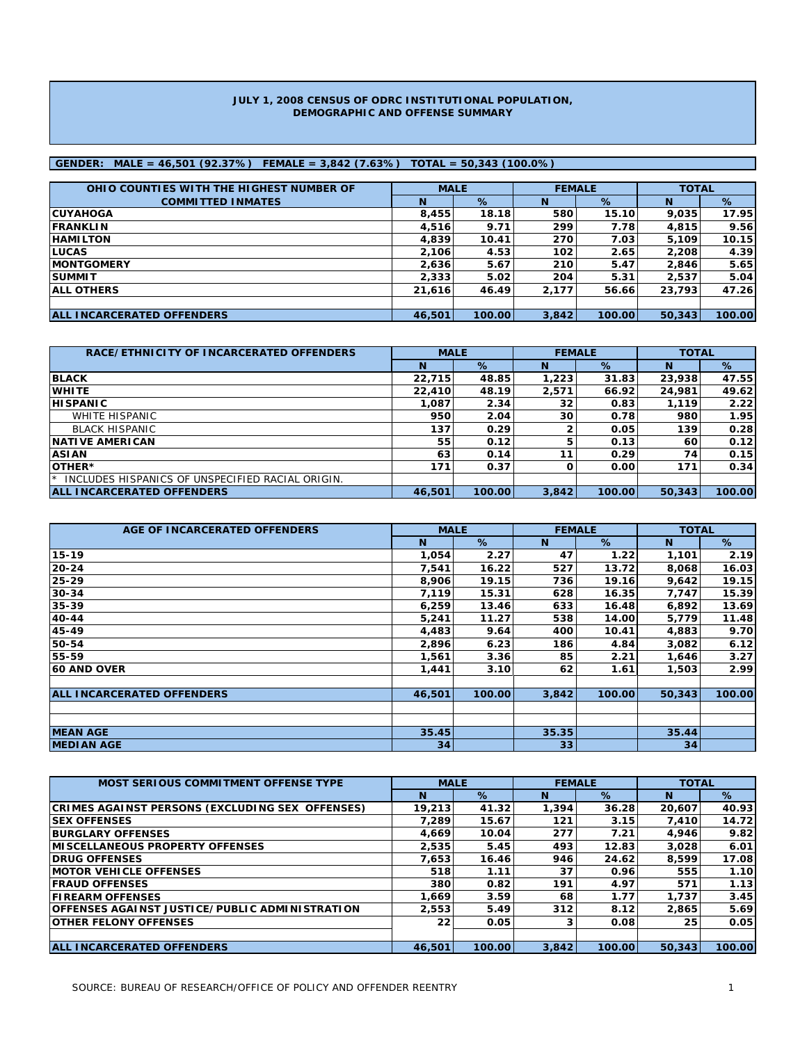# JULY 1, 2008 CENSUS OF ODRC INSTITUTIONAL POPULATION, DEMOGRAPHIC AND OFFENSE SUMMARY

**GENDER: MALE = 46,501 (92.37%) FEMALE = 3,842 (7.63%) TOTAL = 50,343 (100.0%)**

| OHIO COUNTIES WITH THE HIGHEST NUMBER OF COMMITTED INMATES | MALE | | FEMALE | | TOTAL | |
|---|---|---|---|---|---|---|
| | N | % | N | % | N | % |
| CUYAHOGA | 8,455 | 18.18 | 580 | 15.10 | 9,035 | 17.95 |
| FRANKLIN | 4,516 | 9.71 | 299 | 7.78 | 4,815 | 9.56 |
| HAMILTON | 4,839 | 10.41 | 270 | 7.03 | 5,109 | 10.15 |
| LUCAS | 2,106 | 4.53 | 102 | 2.65 | 2,208 | 4.39 |
| MONTGOMERY | 2,636 | 5.67 | 210 | 5.47 | 2,846 | 5.65 |
| SUMMIT | 2,333 | 5.02 | 204 | 5.31 | 2,537 | 5.04 |
| ALL OTHERS | 21,616 | 46.49 | 2,177 | 56.66 | 23,793 | 47.26 |
| ALL INCARCERATED OFFENDERS | 46,501 | 100.00 | 3,842 | 100.00 | 50,343 | 100.00 |

| RACE/ETHNICITY OF INCARCERATED OFFENDERS | MALE | | FEMALE | | TOTAL | |
|---|---|---|---|---|---|---|
| | N | % | N | % | N | % |
| BLACK | 22,715 | 48.85 | 1,223 | 31.83 | 23,938 | 47.55 |
| WHITE | 22,410 | 48.19 | 2,571 | 66.92 | 24,981 | 49.62 |
| HISPANIC | 1,087 | 2.34 | 32 | 0.83 | 1,119 | 2.22 |
| WHITE HISPANIC | 950 | 2.04 | 30 | 0.78 | 980 | 1.95 |
| BLACK HISPANIC | 137 | 0.29 | 2 | 0.05 | 139 | 0.28 |
| NATIVE AMERICAN | 55 | 0.12 | 5 | 0.13 | 60 | 0.12 |
| ASIAN | 63 | 0.14 | 11 | 0.29 | 74 | 0.15 |
| OTHER* | 171 | 0.37 | 0 | 0.00 | 171 | 0.34 |
| * INCLUDES HISPANICS OF UNSPECIFIED RACIAL ORIGIN. | | | | | | |
| ALL INCARCERATED OFFENDERS | 46,501 | 100.00 | 3,842 | 100.00 | 50,343 | 100.00 |

| AGE OF INCARCERATED OFFENDERS | MALE | | FEMALE | | TOTAL | |
|---|---|---|---|---|---|---|
| | N | % | N | % | N | % |
| 15-19 | 1,054 | 2.27 | 47 | 1.22 | 1,101 | 2.19 |
| 20-24 | 7,541 | 16.22 | 527 | 13.72 | 8,068 | 16.03 |
| 25-29 | 8,906 | 19.15 | 736 | 19.16 | 9,642 | 19.15 |
| 30-34 | 7,119 | 15.31 | 628 | 16.35 | 7,747 | 15.39 |
| 35-39 | 6,259 | 13.46 | 633 | 16.48 | 6,892 | 13.69 |
| 40-44 | 5,241 | 11.27 | 538 | 14.00 | 5,779 | 11.48 |
| 45-49 | 4,483 | 9.64 | 400 | 10.41 | 4,883 | 9.70 |
| 50-54 | 2,896 | 6.23 | 186 | 4.84 | 3,082 | 6.12 |
| 55-59 | 1,561 | 3.36 | 85 | 2.21 | 1,646 | 3.27 |
| 60 AND OVER | 1,441 | 3.10 | 62 | 1.61 | 1,503 | 2.99 |
| ALL INCARCERATED OFFENDERS | 46,501 | 100.00 | 3,842 | 100.00 | 50,343 | 100.00 |
| MEAN AGE | 35.45 | | 35.35 | | 35.44 | |
| MEDIAN AGE | 34 | | 33 | | 34 | |

| MOST SERIOUS COMMITMENT OFFENSE TYPE | MALE | | FEMALE | | TOTAL | |
|---|---|---|---|---|---|---|
| | N | % | N | % | N | % |
| CRIMES AGAINST PERSONS (EXCLUDING SEX OFFENSES) | 19,213 | 41.32 | 1,394 | 36.28 | 20,607 | 40.93 |
| SEX OFFENSES | 7,289 | 15.67 | 121 | 3.15 | 7,410 | 14.72 |
| BURGLARY OFFENSES | 4,669 | 10.04 | 277 | 7.21 | 4,946 | 9.82 |
| MISCELLANEOUS PROPERTY OFFENSES | 2,535 | 5.45 | 493 | 12.83 | 3,028 | 6.01 |
| DRUG OFFENSES | 7,653 | 16.46 | 946 | 24.62 | 8,599 | 17.08 |
| MOTOR VEHICLE OFFENSES | 518 | 1.11 | 37 | 0.96 | 555 | 1.10 |
| FRAUD OFFENSES | 380 | 0.82 | 191 | 4.97 | 571 | 1.13 |
| FIREARM OFFENSES | 1,669 | 3.59 | 68 | 1.77 | 1,737 | 3.45 |
| OFFENSES AGAINST JUSTICE/PUBLIC ADMINISTRATION | 2,553 | 5.49 | 312 | 8.12 | 2,865 | 5.69 |
| OTHER FELONY OFFENSES | 22 | 0.05 | 3 | 0.08 | 25 | 0.05 |
| ALL INCARCERATED OFFENDERS | 46,501 | 100.00 | 3,842 | 100.00 | 50,343 | 100.00 |

SOURCE: BUREAU OF RESEARCH/OFFICE OF POLICY AND OFFENDER REENTRY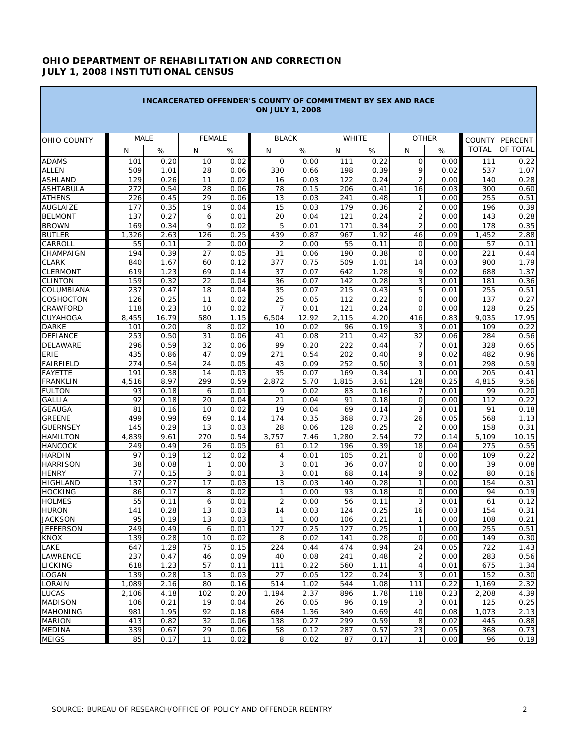**OHIO DEPARTMENT OF REHABILITATION AND CORRECTION**
**JULY 1, 2008 INSTITUTIONAL CENSUS**

**INCARCERATED OFFENDER'S COUNTY OF COMMITMENT BY SEX AND RACE ON JULY 1, 2008**

| OHIO COUNTY | MALE | | FEMALE | | BLACK | | WHITE | | OTHER | | COUNTY TOTAL | PERCENT OF TOTAL |
|---|---|---|---|---|---|---|---|---|---|---|---|---|
| | N | % | N | % | N | % | N | % | N | % | | |
| ADAMS | 101 | 0.20 | 10 | 0.02 | 0 | 0.00 | 111 | 0.22 | 0 | 0.00 | 111 | 0.22 |
| ALLEN | 509 | 1.01 | 28 | 0.06 | 330 | 0.66 | 198 | 0.39 | 9 | 0.02 | 537 | 1.07 |
| ASHLAND | 129 | 0.26 | 11 | 0.02 | 16 | 0.03 | 122 | 0.24 | 2 | 0.00 | 140 | 0.28 |
| ASHTABULA | 272 | 0.54 | 28 | 0.06 | 78 | 0.15 | 206 | 0.41 | 16 | 0.03 | 300 | 0.60 |
| ATHENS | 226 | 0.45 | 29 | 0.06 | 13 | 0.03 | 241 | 0.48 | 1 | 0.00 | 255 | 0.51 |
| AUGLAIZE | 177 | 0.35 | 19 | 0.04 | 15 | 0.03 | 179 | 0.36 | 2 | 0.00 | 196 | 0.39 |
| BELMONT | 137 | 0.27 | 6 | 0.01 | 20 | 0.04 | 121 | 0.24 | 2 | 0.00 | 143 | 0.28 |
| BROWN | 169 | 0.34 | 9 | 0.02 | 5 | 0.01 | 171 | 0.34 | 2 | 0.00 | 178 | 0.35 |
| BUTLER | 1,326 | 2.63 | 126 | 0.25 | 439 | 0.87 | 967 | 1.92 | 46 | 0.09 | 1,452 | 2.88 |
| CARROLL | 55 | 0.11 | 2 | 0.00 | 2 | 0.00 | 55 | 0.11 | 0 | 0.00 | 57 | 0.11 |
| CHAMPAIGN | 194 | 0.39 | 27 | 0.05 | 31 | 0.06 | 190 | 0.38 | 0 | 0.00 | 221 | 0.44 |
| CLARK | 840 | 1.67 | 60 | 0.12 | 377 | 0.75 | 509 | 1.01 | 14 | 0.03 | 900 | 1.79 |
| CLERMONT | 619 | 1.23 | 69 | 0.14 | 37 | 0.07 | 642 | 1.28 | 9 | 0.02 | 688 | 1.37 |
| CLINTON | 159 | 0.32 | 22 | 0.04 | 36 | 0.07 | 142 | 0.28 | 3 | 0.01 | 181 | 0.36 |
| COLUMBIANA | 237 | 0.47 | 18 | 0.04 | 35 | 0.07 | 215 | 0.43 | 5 | 0.01 | 255 | 0.51 |
| COSHOCTON | 126 | 0.25 | 11 | 0.02 | 25 | 0.05 | 112 | 0.22 | 0 | 0.00 | 137 | 0.27 |
| CRAWFORD | 118 | 0.23 | 10 | 0.02 | 7 | 0.01 | 121 | 0.24 | 0 | 0.00 | 128 | 0.25 |
| CUYAHOGA | 8,455 | 16.79 | 580 | 1.15 | 6,504 | 12.92 | 2,115 | 4.20 | 416 | 0.83 | 9,035 | 17.95 |
| DARKE | 101 | 0.20 | 8 | 0.02 | 10 | 0.02 | 96 | 0.19 | 3 | 0.01 | 109 | 0.22 |
| DEFIANCE | 253 | 0.50 | 31 | 0.06 | 41 | 0.08 | 211 | 0.42 | 32 | 0.06 | 284 | 0.56 |
| DELAWARE | 296 | 0.59 | 32 | 0.06 | 99 | 0.20 | 222 | 0.44 | 7 | 0.01 | 328 | 0.65 |
| ERIE | 435 | 0.86 | 47 | 0.09 | 271 | 0.54 | 202 | 0.40 | 9 | 0.02 | 482 | 0.96 |
| FAIRFIELD | 274 | 0.54 | 24 | 0.05 | 43 | 0.09 | 252 | 0.50 | 3 | 0.01 | 298 | 0.59 |
| FAYETTE | 191 | 0.38 | 14 | 0.03 | 35 | 0.07 | 169 | 0.34 | 1 | 0.00 | 205 | 0.41 |
| FRANKLIN | 4,516 | 8.97 | 299 | 0.59 | 2,872 | 5.70 | 1,815 | 3.61 | 128 | 0.25 | 4,815 | 9.56 |
| FULTON | 93 | 0.18 | 6 | 0.01 | 9 | 0.02 | 83 | 0.16 | 7 | 0.01 | 99 | 0.20 |
| GALLIA | 92 | 0.18 | 20 | 0.04 | 21 | 0.04 | 91 | 0.18 | 0 | 0.00 | 112 | 0.22 |
| GEAUGA | 81 | 0.16 | 10 | 0.02 | 19 | 0.04 | 69 | 0.14 | 3 | 0.01 | 91 | 0.18 |
| GREENE | 499 | 0.99 | 69 | 0.14 | 174 | 0.35 | 368 | 0.73 | 26 | 0.05 | 568 | 1.13 |
| GUERNSEY | 145 | 0.29 | 13 | 0.03 | 28 | 0.06 | 128 | 0.25 | 2 | 0.00 | 158 | 0.31 |
| HAMILTON | 4,839 | 9.61 | 270 | 0.54 | 3,757 | 7.46 | 1,280 | 2.54 | 72 | 0.14 | 5,109 | 10.15 |
| HANCOCK | 249 | 0.49 | 26 | 0.05 | 61 | 0.12 | 196 | 0.39 | 18 | 0.04 | 275 | 0.55 |
| HARDIN | 97 | 0.19 | 12 | 0.02 | 4 | 0.01 | 105 | 0.21 | 0 | 0.00 | 109 | 0.22 |
| HARRISON | 38 | 0.08 | 1 | 0.00 | 3 | 0.01 | 36 | 0.07 | 0 | 0.00 | 39 | 0.08 |
| HENRY | 77 | 0.15 | 3 | 0.01 | 3 | 0.01 | 68 | 0.14 | 9 | 0.02 | 80 | 0.16 |
| HIGHLAND | 137 | 0.27 | 17 | 0.03 | 13 | 0.03 | 140 | 0.28 | 1 | 0.00 | 154 | 0.31 |
| HOCKING | 86 | 0.17 | 8 | 0.02 | 1 | 0.00 | 93 | 0.18 | 0 | 0.00 | 94 | 0.19 |
| HOLMES | 55 | 0.11 | 6 | 0.01 | 2 | 0.00 | 56 | 0.11 | 3 | 0.01 | 61 | 0.12 |
| HURON | 141 | 0.28 | 13 | 0.03 | 14 | 0.03 | 124 | 0.25 | 16 | 0.03 | 154 | 0.31 |
| JACKSON | 95 | 0.19 | 13 | 0.03 | 1 | 0.00 | 106 | 0.21 | 1 | 0.00 | 108 | 0.21 |
| JEFFERSON | 249 | 0.49 | 6 | 0.01 | 127 | 0.25 | 127 | 0.25 | 1 | 0.00 | 255 | 0.51 |
| KNOX | 139 | 0.28 | 10 | 0.02 | 8 | 0.02 | 141 | 0.28 | 0 | 0.00 | 149 | 0.30 |
| LAKE | 647 | 1.29 | 75 | 0.15 | 224 | 0.44 | 474 | 0.94 | 24 | 0.05 | 722 | 1.43 |
| LAWRENCE | 237 | 0.47 | 46 | 0.09 | 40 | 0.08 | 241 | 0.48 | 2 | 0.00 | 283 | 0.56 |
| LICKING | 618 | 1.23 | 57 | 0.11 | 111 | 0.22 | 560 | 1.11 | 4 | 0.01 | 675 | 1.34 |
| LOGAN | 139 | 0.28 | 13 | 0.03 | 27 | 0.05 | 122 | 0.24 | 3 | 0.01 | 152 | 0.30 |
| LORAIN | 1,089 | 2.16 | 80 | 0.16 | 514 | 1.02 | 544 | 1.08 | 111 | 0.22 | 1,169 | 2.32 |
| LUCAS | 2,106 | 4.18 | 102 | 0.20 | 1,194 | 2.37 | 896 | 1.78 | 118 | 0.23 | 2,208 | 4.39 |
| MADISON | 106 | 0.21 | 19 | 0.04 | 26 | 0.05 | 96 | 0.19 | 3 | 0.01 | 125 | 0.25 |
| MAHONING | 981 | 1.95 | 92 | 0.18 | 684 | 1.36 | 349 | 0.69 | 40 | 0.08 | 1,073 | 2.13 |
| MARION | 413 | 0.82 | 32 | 0.06 | 138 | 0.27 | 299 | 0.59 | 8 | 0.02 | 445 | 0.88 |
| MEDINA | 339 | 0.67 | 29 | 0.06 | 58 | 0.12 | 287 | 0.57 | 23 | 0.05 | 368 | 0.73 |
| MEIGS | 85 | 0.17 | 11 | 0.02 | 8 | 0.02 | 87 | 0.17 | 1 | 0.00 | 96 | 0.19 |

SOURCE: BUREAU OF RESEARCH/OFFICE OF POLICY AND OFFENDER REENTRY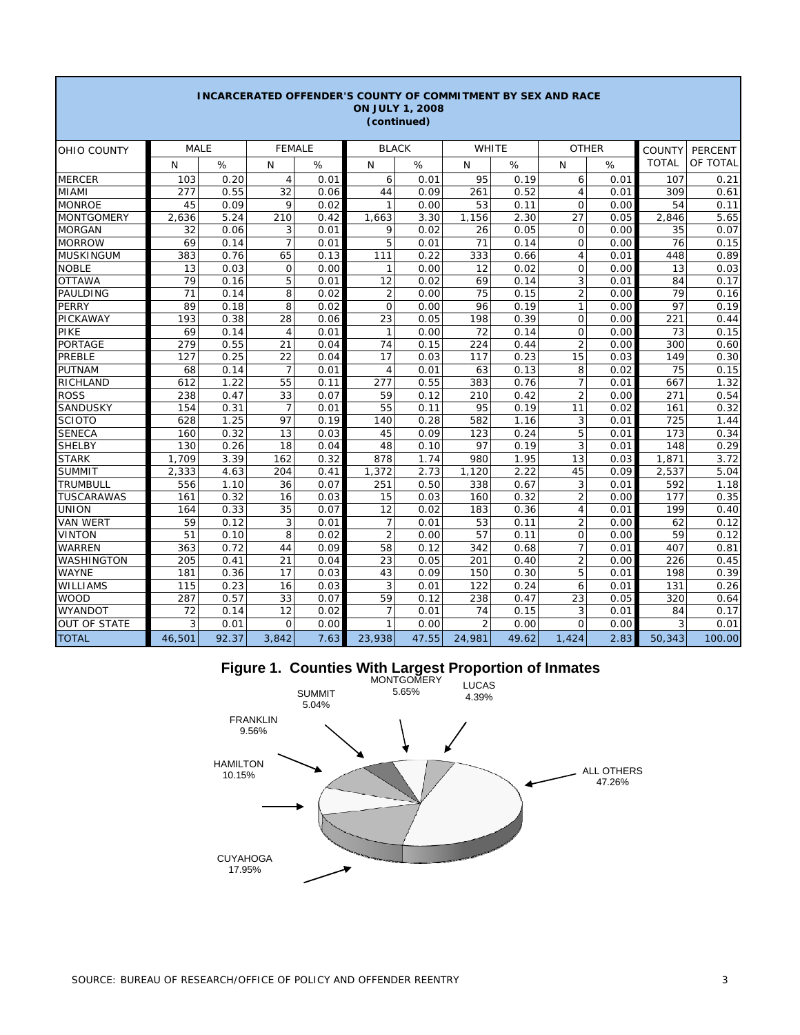**INCARCERATED OFFENDER'S COUNTY OF COMMITMENT BY SEX AND RACE ON JULY 1, 2008 (continued)**

| OHIO COUNTY | MALE | | FEMALE | | BLACK | | WHITE | | OTHER | | COUNTY TOTAL | PERCENT OF TOTAL |
|---|---|---|---|---|---|---|---|---|---|---|---|---|
| | N | % | N | % | N | % | N | % | N | % | | |
| MERCER | 103 | 0.20 | 4 | 0.01 | 6 | 0.01 | 95 | 0.19 | 6 | 0.01 | 107 | 0.21 |
| MIAMI | 277 | 0.55 | 32 | 0.06 | 44 | 0.09 | 261 | 0.52 | 4 | 0.01 | 309 | 0.61 |
| MONROE | 45 | 0.09 | 9 | 0.02 | 1 | 0.00 | 53 | 0.11 | 0 | 0.00 | 54 | 0.11 |
| MONTGOMERY | 2,636 | 5.24 | 210 | 0.42 | 1,663 | 3.30 | 1,156 | 2.30 | 27 | 0.05 | 2,846 | 5.65 |
| MORGAN | 32 | 0.06 | 3 | 0.01 | 9 | 0.02 | 26 | 0.05 | 0 | 0.00 | 35 | 0.07 |
| MORROW | 69 | 0.14 | 7 | 0.01 | 5 | 0.01 | 71 | 0.14 | 0 | 0.00 | 76 | 0.15 |
| MUSKINGUM | 383 | 0.76 | 65 | 0.13 | 111 | 0.22 | 333 | 0.66 | 4 | 0.01 | 448 | 0.89 |
| NOBLE | 13 | 0.03 | 0 | 0.00 | 1 | 0.00 | 12 | 0.02 | 0 | 0.00 | 13 | 0.03 |
| OTTAWA | 79 | 0.16 | 5 | 0.01 | 12 | 0.02 | 69 | 0.14 | 3 | 0.01 | 84 | 0.17 |
| PAULDING | 71 | 0.14 | 8 | 0.02 | 2 | 0.00 | 75 | 0.15 | 2 | 0.00 | 79 | 0.16 |
| PERRY | 89 | 0.18 | 8 | 0.02 | 0 | 0.00 | 96 | 0.19 | 1 | 0.00 | 97 | 0.19 |
| PICKAWAY | 193 | 0.38 | 28 | 0.06 | 23 | 0.05 | 198 | 0.39 | 0 | 0.00 | 221 | 0.44 |
| PIKE | 69 | 0.14 | 4 | 0.01 | 1 | 0.00 | 72 | 0.14 | 0 | 0.00 | 73 | 0.15 |
| PORTAGE | 279 | 0.55 | 21 | 0.04 | 74 | 0.15 | 224 | 0.44 | 2 | 0.00 | 300 | 0.60 |
| PREBLE | 127 | 0.25 | 22 | 0.04 | 17 | 0.03 | 117 | 0.23 | 15 | 0.03 | 149 | 0.30 |
| PUTNAM | 68 | 0.14 | 7 | 0.01 | 4 | 0.01 | 63 | 0.13 | 8 | 0.02 | 75 | 0.15 |
| RICHLAND | 612 | 1.22 | 55 | 0.11 | 277 | 0.55 | 383 | 0.76 | 7 | 0.01 | 667 | 1.32 |
| ROSS | 238 | 0.47 | 33 | 0.07 | 59 | 0.12 | 210 | 0.42 | 2 | 0.00 | 271 | 0.54 |
| SANDUSKY | 154 | 0.31 | 7 | 0.01 | 55 | 0.11 | 95 | 0.19 | 11 | 0.02 | 161 | 0.32 |
| SCIOTO | 628 | 1.25 | 97 | 0.19 | 140 | 0.28 | 582 | 1.16 | 3 | 0.01 | 725 | 1.44 |
| SENECA | 160 | 0.32 | 13 | 0.03 | 45 | 0.09 | 123 | 0.24 | 5 | 0.01 | 173 | 0.34 |
| SHELBY | 130 | 0.26 | 18 | 0.04 | 48 | 0.10 | 97 | 0.19 | 3 | 0.01 | 148 | 0.29 |
| STARK | 1,709 | 3.39 | 162 | 0.32 | 878 | 1.74 | 980 | 1.95 | 13 | 0.03 | 1,871 | 3.72 |
| SUMMIT | 2,333 | 4.63 | 204 | 0.41 | 1,372 | 2.73 | 1,120 | 2.22 | 45 | 0.09 | 2,537 | 5.04 |
| TRUMBULL | 556 | 1.10 | 36 | 0.07 | 251 | 0.50 | 338 | 0.67 | 3 | 0.01 | 592 | 1.18 |
| TUSCARAWAS | 161 | 0.32 | 16 | 0.03 | 15 | 0.03 | 160 | 0.32 | 2 | 0.00 | 177 | 0.35 |
| UNION | 164 | 0.33 | 35 | 0.07 | 12 | 0.02 | 183 | 0.36 | 4 | 0.01 | 199 | 0.40 |
| VAN WERT | 59 | 0.12 | 3 | 0.01 | 7 | 0.01 | 53 | 0.11 | 2 | 0.00 | 62 | 0.12 |
| VINTON | 51 | 0.10 | 8 | 0.02 | 2 | 0.00 | 57 | 0.11 | 0 | 0.00 | 59 | 0.12 |
| WARREN | 363 | 0.72 | 44 | 0.09 | 58 | 0.12 | 342 | 0.68 | 7 | 0.01 | 407 | 0.81 |
| WASHINGTON | 205 | 0.41 | 21 | 0.04 | 23 | 0.05 | 201 | 0.40 | 2 | 0.00 | 226 | 0.45 |
| WAYNE | 181 | 0.36 | 17 | 0.03 | 43 | 0.09 | 150 | 0.30 | 5 | 0.01 | 198 | 0.39 |
| WILLIAMS | 115 | 0.23 | 16 | 0.03 | 3 | 0.01 | 122 | 0.24 | 6 | 0.01 | 131 | 0.26 |
| WOOD | 287 | 0.57 | 33 | 0.07 | 59 | 0.12 | 238 | 0.47 | 23 | 0.05 | 320 | 0.64 |
| WYANDOT | 72 | 0.14 | 12 | 0.02 | 7 | 0.01 | 74 | 0.15 | 3 | 0.01 | 84 | 0.17 |
| OUT OF STATE | 3 | 0.01 | 0 | 0.00 | 1 | 0.00 | 2 | 0.00 | 0 | 0.00 | 3 | 0.01 |
| TOTAL | 46,501 | 92.37 | 3,842 | 7.63 | 23,938 | 47.55 | 24,981 | 49.62 | 1,424 | 2.83 | 50,343 | 100.00 |

**Figure 1. Counties With Largest Proportion of Inmates**

MONTGOMERY 5.65%, LUCAS 4.39%, SUMMIT 5.04%, FRANKLIN 9.56%, HAMILTON 10.15%, CUYAHOGA 17.95%, ALL OTHERS 47.26%

SOURCE: BUREAU OF RESEARCH/OFFICE OF POLICY AND OFFENDER REENTRY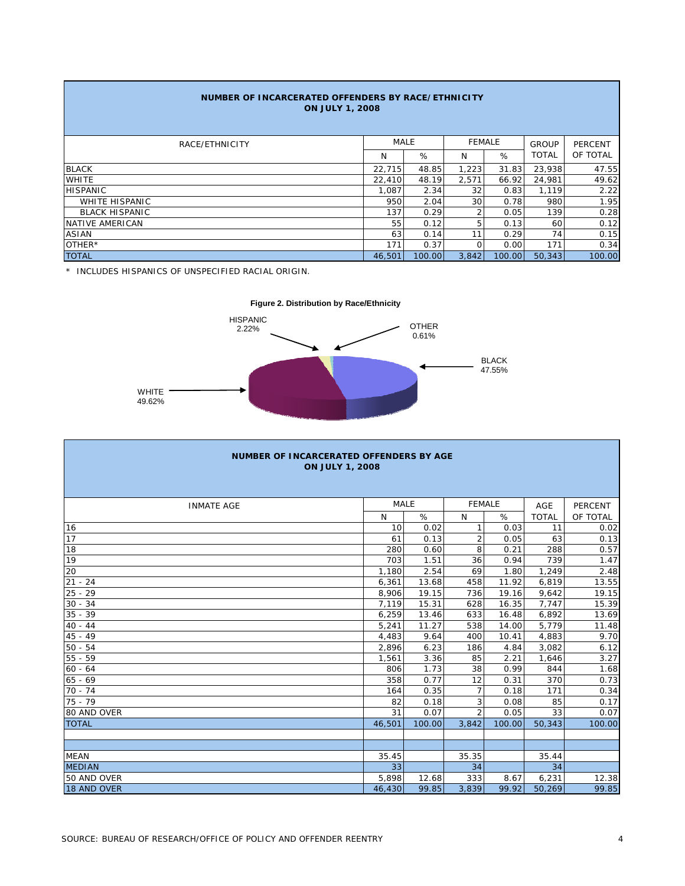## NUMBER OF INCARCERATED OFFENDERS BY RACE/ETHNICITY ON JULY 1, 2008

| RACE/ETHNICITY | MALE | | FEMALE | | GROUP TOTAL | PERCENT OF TOTAL |
|---|---|---|---|---|---|---|
| | N | % | N | % | | |
| BLACK | 22,715 | 48.85 | 1,223 | 31.83 | 23,938 | 47.55 |
| WHITE | 22,410 | 48.19 | 2,571 | 66.92 | 24,981 | 49.62 |
| HISPANIC | 1,087 | 2.34 | 32 | 0.83 | 1,119 | 2.22 |
| WHITE HISPANIC | 950 | 2.04 | 30 | 0.78 | 980 | 1.95 |
| BLACK HISPANIC | 137 | 0.29 | 2 | 0.05 | 139 | 0.28 |
| NATIVE AMERICAN | 55 | 0.12 | 5 | 0.13 | 60 | 0.12 |
| ASIAN | 63 | 0.14 | 11 | 0.29 | 74 | 0.15 |
| OTHER* | 171 | 0.37 | 0 | 0.00 | 171 | 0.34 |
| TOTAL | 46,501 | 100.00 | 3,842 | 100.00 | 50,343 | 100.00 |

* INCLUDES HISPANICS OF UNSPECIFIED RACIAL ORIGIN.

**Figure 2. Distribution by Race/Ethnicity**

HISPANIC 2.22%; OTHER 0.61%; BLACK 47.55%; WHITE 49.62%

## NUMBER OF INCARCERATED OFFENDERS BY AGE ON JULY 1, 2008

| INMATE AGE | MALE | | FEMALE | | AGE TOTAL | PERCENT OF TOTAL |
|---|---|---|---|---|---|---|
| | N | % | N | % | | |
| 16 | 10 | 0.02 | 1 | 0.03 | 11 | 0.02 |
| 17 | 61 | 0.13 | 2 | 0.05 | 63 | 0.13 |
| 18 | 280 | 0.60 | 8 | 0.21 | 288 | 0.57 |
| 19 | 703 | 1.51 | 36 | 0.94 | 739 | 1.47 |
| 20 | 1,180 | 2.54 | 69 | 1.80 | 1,249 | 2.48 |
| 21 - 24 | 6,361 | 13.68 | 458 | 11.92 | 6,819 | 13.55 |
| 25 - 29 | 8,906 | 19.15 | 736 | 19.16 | 9,642 | 19.15 |
| 30 - 34 | 7,119 | 15.31 | 628 | 16.35 | 7,747 | 15.39 |
| 35 - 39 | 6,259 | 13.46 | 633 | 16.48 | 6,892 | 13.69 |
| 40 - 44 | 5,241 | 11.27 | 538 | 14.00 | 5,779 | 11.48 |
| 45 - 49 | 4,483 | 9.64 | 400 | 10.41 | 4,883 | 9.70 |
| 50 - 54 | 2,896 | 6.23 | 186 | 4.84 | 3,082 | 6.12 |
| 55 - 59 | 1,561 | 3.36 | 85 | 2.21 | 1,646 | 3.27 |
| 60 - 64 | 806 | 1.73 | 38 | 0.99 | 844 | 1.68 |
| 65 - 69 | 358 | 0.77 | 12 | 0.31 | 370 | 0.73 |
| 70 - 74 | 164 | 0.35 | 7 | 0.18 | 171 | 0.34 |
| 75 - 79 | 82 | 0.18 | 3 | 0.08 | 85 | 0.17 |
| 80 AND OVER | 31 | 0.07 | 2 | 0.05 | 33 | 0.07 |
| TOTAL | 46,501 | 100.00 | 3,842 | 100.00 | 50,343 | 100.00 |
| | | | | | | |
| MEAN | 35.45 | | 35.35 | | 35.44 | |
| MEDIAN | 33 | | 34 | | 34 | |
| 50 AND OVER | 5,898 | 12.68 | 333 | 8.67 | 6,231 | 12.38 |
| 18 AND OVER | 46,430 | 99.85 | 3,839 | 99.92 | 50,269 | 99.85 |

SOURCE: BUREAU OF RESEARCH/OFFICE OF POLICY AND OFFENDER REENTRY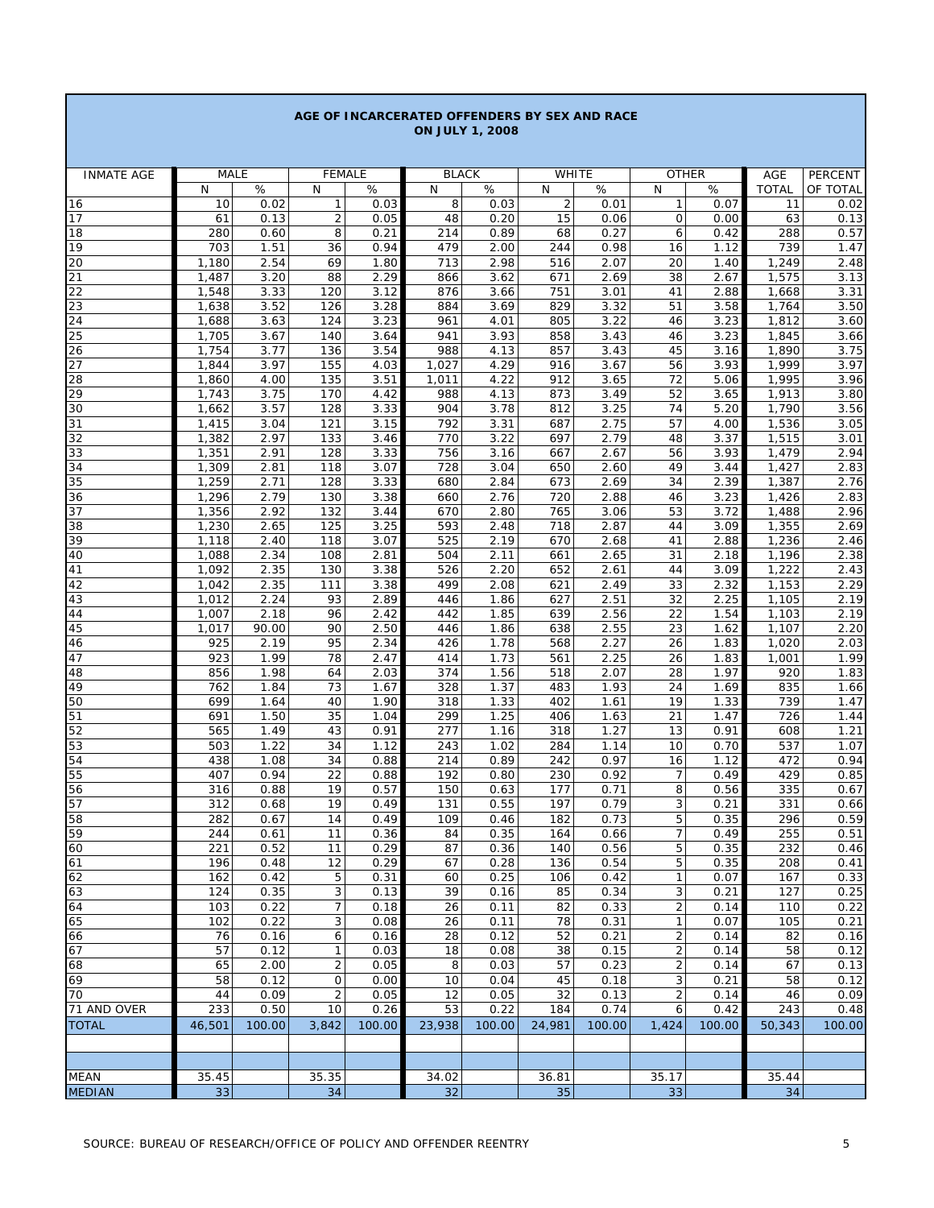## AGE OF INCARCERATED OFFENDERS BY SEX AND RACE ON JULY 1, 2008

| INMATE AGE | MALE | | FEMALE | | BLACK | | WHITE | | OTHER | | AGE | PERCENT |
|---|---|---|---|---|---|---|---|---|---|---|---|---|
| | N | % | N | % | N | % | N | % | N | % | TOTAL | OF TOTAL |
| 16 | 10 | 0.02 | 1 | 0.03 | 8 | 0.03 | 2 | 0.01 | 1 | 0.07 | 11 | 0.02 |
| 17 | 61 | 0.13 | 2 | 0.05 | 48 | 0.20 | 15 | 0.06 | 0 | 0.00 | 63 | 0.13 |
| 18 | 280 | 0.60 | 8 | 0.21 | 214 | 0.89 | 68 | 0.27 | 6 | 0.42 | 288 | 0.57 |
| 19 | 703 | 1.51 | 36 | 0.94 | 479 | 2.00 | 244 | 0.98 | 16 | 1.12 | 739 | 1.47 |
| 20 | 1,180 | 2.54 | 69 | 1.80 | 713 | 2.98 | 516 | 2.07 | 20 | 1.40 | 1,249 | 2.48 |
| 21 | 1,487 | 3.20 | 88 | 2.29 | 866 | 3.62 | 671 | 2.69 | 38 | 2.67 | 1,575 | 3.13 |
| 22 | 1,548 | 3.33 | 120 | 3.12 | 876 | 3.66 | 751 | 3.01 | 41 | 2.88 | 1,668 | 3.31 |
| 23 | 1,638 | 3.52 | 126 | 3.28 | 884 | 3.69 | 829 | 3.32 | 51 | 3.58 | 1,764 | 3.50 |
| 24 | 1,688 | 3.63 | 124 | 3.23 | 961 | 4.01 | 805 | 3.22 | 46 | 3.23 | 1,812 | 3.60 |
| 25 | 1,705 | 3.67 | 140 | 3.64 | 941 | 3.93 | 858 | 3.43 | 46 | 3.23 | 1,845 | 3.66 |
| 26 | 1,754 | 3.77 | 136 | 3.54 | 988 | 4.13 | 857 | 3.43 | 45 | 3.16 | 1,890 | 3.75 |
| 27 | 1,844 | 3.97 | 155 | 4.03 | 1,027 | 4.29 | 916 | 3.67 | 56 | 3.93 | 1,999 | 3.97 |
| 28 | 1,860 | 4.00 | 135 | 3.51 | 1,011 | 4.22 | 912 | 3.65 | 72 | 5.06 | 1,995 | 3.96 |
| 29 | 1,743 | 3.75 | 170 | 4.42 | 988 | 4.13 | 873 | 3.49 | 52 | 3.65 | 1,913 | 3.80 |
| 30 | 1,662 | 3.57 | 128 | 3.33 | 904 | 3.78 | 812 | 3.25 | 74 | 5.20 | 1,790 | 3.56 |
| 31 | 1,415 | 3.04 | 121 | 3.15 | 792 | 3.31 | 687 | 2.75 | 57 | 4.00 | 1,536 | 3.05 |
| 32 | 1,382 | 2.97 | 133 | 3.46 | 770 | 3.22 | 697 | 2.79 | 48 | 3.37 | 1,515 | 3.01 |
| 33 | 1,351 | 2.91 | 128 | 3.33 | 756 | 3.16 | 667 | 2.67 | 56 | 3.93 | 1,479 | 2.94 |
| 34 | 1,309 | 2.81 | 118 | 3.07 | 728 | 3.04 | 650 | 2.60 | 49 | 3.44 | 1,427 | 2.83 |
| 35 | 1,259 | 2.71 | 128 | 3.33 | 680 | 2.84 | 673 | 2.69 | 34 | 2.39 | 1,387 | 2.76 |
| 36 | 1,296 | 2.79 | 130 | 3.38 | 660 | 2.76 | 720 | 2.88 | 46 | 3.23 | 1,426 | 2.83 |
| 37 | 1,356 | 2.92 | 132 | 3.44 | 670 | 2.80 | 765 | 3.06 | 53 | 3.72 | 1,488 | 2.96 |
| 38 | 1,230 | 2.65 | 125 | 3.25 | 593 | 2.48 | 718 | 2.87 | 44 | 3.09 | 1,355 | 2.69 |
| 39 | 1,118 | 2.40 | 118 | 3.07 | 525 | 2.19 | 670 | 2.68 | 41 | 2.88 | 1,236 | 2.46 |
| 40 | 1,088 | 2.34 | 108 | 2.81 | 504 | 2.11 | 661 | 2.65 | 31 | 2.18 | 1,196 | 2.38 |
| 41 | 1,092 | 2.35 | 130 | 3.38 | 526 | 2.20 | 652 | 2.61 | 44 | 3.09 | 1,222 | 2.43 |
| 42 | 1,042 | 2.35 | 111 | 3.38 | 499 | 2.08 | 621 | 2.49 | 33 | 2.32 | 1,153 | 2.29 |
| 43 | 1,012 | 2.24 | 93 | 2.89 | 446 | 1.86 | 627 | 2.51 | 32 | 2.25 | 1,105 | 2.19 |
| 44 | 1,007 | 2.18 | 96 | 2.42 | 442 | 1.85 | 639 | 2.56 | 22 | 1.54 | 1,103 | 2.19 |
| 45 | 1,017 | 90.00 | 90 | 2.50 | 446 | 1.86 | 638 | 2.55 | 23 | 1.62 | 1,107 | 2.20 |
| 46 | 925 | 2.19 | 95 | 2.34 | 426 | 1.78 | 568 | 2.27 | 26 | 1.83 | 1,020 | 2.03 |
| 47 | 923 | 1.99 | 78 | 2.47 | 414 | 1.73 | 561 | 2.25 | 26 | 1.83 | 1,001 | 1.99 |
| 48 | 856 | 1.98 | 64 | 2.03 | 374 | 1.56 | 518 | 2.07 | 28 | 1.97 | 920 | 1.83 |
| 49 | 762 | 1.84 | 73 | 1.67 | 328 | 1.37 | 483 | 1.93 | 24 | 1.69 | 835 | 1.66 |
| 50 | 699 | 1.64 | 40 | 1.90 | 318 | 1.33 | 402 | 1.61 | 19 | 1.33 | 739 | 1.47 |
| 51 | 691 | 1.50 | 35 | 1.04 | 299 | 1.25 | 406 | 1.63 | 21 | 1.47 | 726 | 1.44 |
| 52 | 565 | 1.49 | 43 | 0.91 | 277 | 1.16 | 318 | 1.27 | 13 | 0.91 | 608 | 1.21 |
| 53 | 503 | 1.22 | 34 | 1.12 | 243 | 1.02 | 284 | 1.14 | 10 | 0.70 | 537 | 1.07 |
| 54 | 438 | 1.08 | 34 | 0.88 | 214 | 0.89 | 242 | 0.97 | 16 | 1.12 | 472 | 0.94 |
| 55 | 407 | 0.94 | 22 | 0.88 | 192 | 0.80 | 230 | 0.92 | 7 | 0.49 | 429 | 0.85 |
| 56 | 316 | 0.88 | 19 | 0.57 | 150 | 0.63 | 177 | 0.71 | 8 | 0.56 | 335 | 0.67 |
| 57 | 312 | 0.68 | 19 | 0.49 | 131 | 0.55 | 197 | 0.79 | 3 | 0.21 | 331 | 0.66 |
| 58 | 282 | 0.67 | 14 | 0.49 | 109 | 0.46 | 182 | 0.73 | 5 | 0.35 | 296 | 0.59 |
| 59 | 244 | 0.61 | 11 | 0.36 | 84 | 0.35 | 164 | 0.66 | 7 | 0.49 | 255 | 0.51 |
| 60 | 221 | 0.52 | 11 | 0.29 | 87 | 0.36 | 140 | 0.56 | 5 | 0.35 | 232 | 0.46 |
| 61 | 196 | 0.48 | 12 | 0.29 | 67 | 0.28 | 136 | 0.54 | 5 | 0.35 | 208 | 0.41 |
| 62 | 162 | 0.42 | 5 | 0.31 | 60 | 0.25 | 106 | 0.42 | 1 | 0.07 | 167 | 0.33 |
| 63 | 124 | 0.35 | 3 | 0.13 | 39 | 0.16 | 85 | 0.34 | 3 | 0.21 | 127 | 0.25 |
| 64 | 103 | 0.22 | 7 | 0.18 | 26 | 0.11 | 82 | 0.33 | 2 | 0.14 | 110 | 0.22 |
| 65 | 102 | 0.22 | 3 | 0.08 | 26 | 0.11 | 78 | 0.31 | 1 | 0.07 | 105 | 0.21 |
| 66 | 76 | 0.16 | 6 | 0.16 | 28 | 0.12 | 52 | 0.21 | 2 | 0.14 | 82 | 0.16 |
| 67 | 57 | 0.12 | 1 | 0.03 | 18 | 0.08 | 38 | 0.15 | 2 | 0.14 | 58 | 0.12 |
| 68 | 65 | 2.00 | 2 | 0.05 | 8 | 0.03 | 57 | 0.23 | 2 | 0.14 | 67 | 0.13 |
| 69 | 58 | 0.12 | 0 | 0.00 | 10 | 0.04 | 45 | 0.18 | 3 | 0.21 | 58 | 0.12 |
| 70 | 44 | 0.09 | 2 | 0.05 | 12 | 0.05 | 32 | 0.13 | 2 | 0.14 | 46 | 0.09 |
| 71 AND OVER | 233 | 0.50 | 10 | 0.26 | 53 | 0.22 | 184 | 0.74 | 6 | 0.42 | 243 | 0.48 |
| TOTAL | 46,501 | 100.00 | 3,842 | 100.00 | 23,938 | 100.00 | 24,981 | 100.00 | 1,424 | 100.00 | 50,343 | 100.00 |
| | | | | | | | | | | | | |
| | | | | | | | | | | | | |
| MEAN | 35.45 | | 35.35 | | 34.02 | | 36.81 | | 35.17 | | 35.44 | |
| MEDIAN | 33 | | 34 | | 32 | | 35 | | 33 | | 34 | |

SOURCE: BUREAU OF RESEARCH/OFFICE OF POLICY AND OFFENDER REENTRY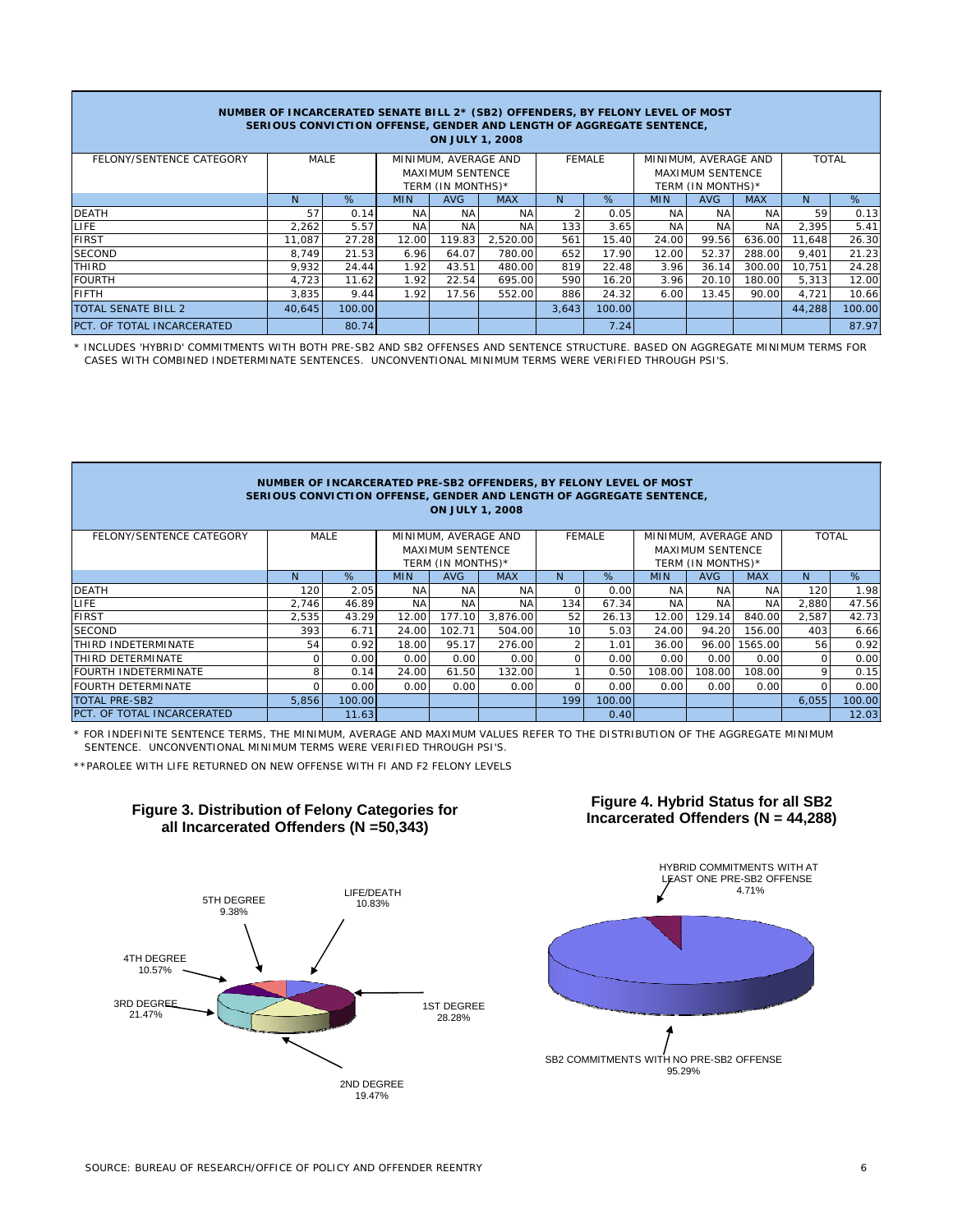**NUMBER OF INCARCERATED SENATE BILL 2* (SB2) OFFENDERS, BY FELONY LEVEL OF MOST SERIOUS CONVICTION OFFENSE, GENDER AND LENGTH OF AGGREGATE SENTENCE, ON JULY 1, 2008**

| FELONY/SENTENCE CATEGORY | MALE | | MINIMUM, AVERAGE AND MAXIMUM SENTENCE TERM (IN MONTHS)* | | | FEMALE | | MINIMUM, AVERAGE AND MAXIMUM SENTENCE TERM (IN MONTHS)* | | | TOTAL | |
|---|---|---|---|---|---|---|---|---|---|---|---|---|
| | N | % | MIN | AVG | MAX | N | % | MIN | AVG | MAX | N | % |
| DEATH | 57 | 0.14 | NA | NA | NA | 2 | 0.05 | NA | NA | NA | 59 | 0.13 |
| LIFE | 2,262 | 5.57 | NA | NA | NA | 133 | 3.65 | NA | NA | NA | 2,395 | 5.41 |
| FIRST | 11,087 | 27.28 | 12.00 | 119.83 | 2,520.00 | 561 | 15.40 | 24.00 | 99.56 | 636.00 | 11,648 | 26.30 |
| SECOND | 8,749 | 21.53 | 6.96 | 64.07 | 780.00 | 652 | 17.90 | 12.00 | 52.37 | 288.00 | 9,401 | 21.23 |
| THIRD | 9,932 | 24.44 | 1.92 | 43.51 | 480.00 | 819 | 22.48 | 3.96 | 36.14 | 300.00 | 10,751 | 24.28 |
| FOURTH | 4,723 | 11.62 | 1.92 | 22.54 | 695.00 | 590 | 16.20 | 3.96 | 20.10 | 180.00 | 5,313 | 12.00 |
| FIFTH | 3,835 | 9.44 | 1.92 | 17.56 | 552.00 | 886 | 24.32 | 6.00 | 13.45 | 90.00 | 4,721 | 10.66 |
| TOTAL SENATE BILL 2 | 40,645 | 100.00 | | | | 3,643 | 100.00 | | | | 44,288 | 100.00 |
| PCT. OF TOTAL INCARCERATED | | 80.74 | | | | | 7.24 | | | | | 87.97 |

* INCLUDES 'HYBRID' COMMITMENTS WITH BOTH PRE-SB2 AND SB2 OFFENSES AND SENTENCE STRUCTURE. BASED ON AGGREGATE MINIMUM TERMS FOR CASES WITH COMBINED INDETERMINATE SENTENCES. UNCONVENTIONAL MINIMUM TERMS WERE VERIFIED THROUGH PSI'S.

**NUMBER OF INCARCERATED PRE-SB2 OFFENDERS, BY FELONY LEVEL OF MOST SERIOUS CONVICTION OFFENSE, GENDER AND LENGTH OF AGGREGATE SENTENCE, ON JULY 1, 2008**

| FELONY/SENTENCE CATEGORY | MALE | | MINIMUM, AVERAGE AND MAXIMUM SENTENCE TERM (IN MONTHS)* | | | FEMALE | | MINIMUM, AVERAGE AND MAXIMUM SENTENCE TERM (IN MONTHS)* | | | TOTAL | |
|---|---|---|---|---|---|---|---|---|---|---|---|---|
| | N | % | MIN | AVG | MAX | N | % | MIN | AVG | MAX | N | % |
| DEATH | 120 | 2.05 | NA | NA | NA | 0 | 0.00 | NA | NA | NA | 120 | 1.98 |
| LIFE | 2,746 | 46.89 | NA | NA | NA | 134 | 67.34 | NA | NA | NA | 2,880 | 47.56 |
| FIRST | 2,535 | 43.29 | 12.00 | 177.10 | 3,876.00 | 52 | 26.13 | 12.00 | 129.14 | 840.00 | 2,587 | 42.73 |
| SECOND | 393 | 6.71 | 24.00 | 102.71 | 504.00 | 10 | 5.03 | 24.00 | 94.20 | 156.00 | 403 | 6.66 |
| THIRD INDETERMINATE | 54 | 0.92 | 18.00 | 95.17 | 276.00 | 2 | 1.01 | 36.00 | 96.00 | 1565.00 | 56 | 0.92 |
| THIRD DETERMINATE | 0 | 0.00 | 0.00 | 0.00 | 0.00 | 0 | 0.00 | 0.00 | 0.00 | 0.00 | 0 | 0.00 |
| FOURTH INDETERMINATE | 8 | 0.14 | 24.00 | 61.50 | 132.00 | 1 | 0.50 | 108.00 | 108.00 | 108.00 | 9 | 0.15 |
| FOURTH DETERMINATE | 0 | 0.00 | 0.00 | 0.00 | 0.00 | 0 | 0.00 | 0.00 | 0.00 | 0.00 | 0 | 0.00 |
| TOTAL PRE-SB2 | 5,856 | 100.00 | | | | 199 | 100.00 | | | | 6,055 | 100.00 |
| PCT. OF TOTAL INCARCERATED | | 11.63 | | | | | 0.40 | | | | | 12.03 |

* FOR INDEFINITE SENTENCE TERMS, THE MINIMUM, AVERAGE AND MAXIMUM VALUES REFER TO THE DISTRIBUTION OF THE AGGREGATE MINIMUM SENTENCE. UNCONVENTIONAL MINIMUM TERMS WERE VERIFIED THROUGH PSI'S.

**PAROLEE WITH LIFE RETURNED ON NEW OFFENSE WITH FI AND F2 FELONY LEVELS

**Figure 3. Distribution of Felony Categories for all Incarcerated Offenders (N =50,343)**

5TH DEGREE 9.38%; LIFE/DEATH 10.83%; 4TH DEGREE 10.57%; 3RD DEGREE 21.47%; 1ST DEGREE 28.28%; 2ND DEGREE 19.47%

**Figure 4. Hybrid Status for all SB2 Incarcerated Offenders (N = 44,288)**

HYBRID COMMITMENTS WITH AT LEAST ONE PRE-SB2 OFFENSE 4.71%; SB2 COMMITMENTS WITH NO PRE-SB2 OFFENSE 95.29%

SOURCE: BUREAU OF RESEARCH/OFFICE OF POLICY AND OFFENDER REENTRY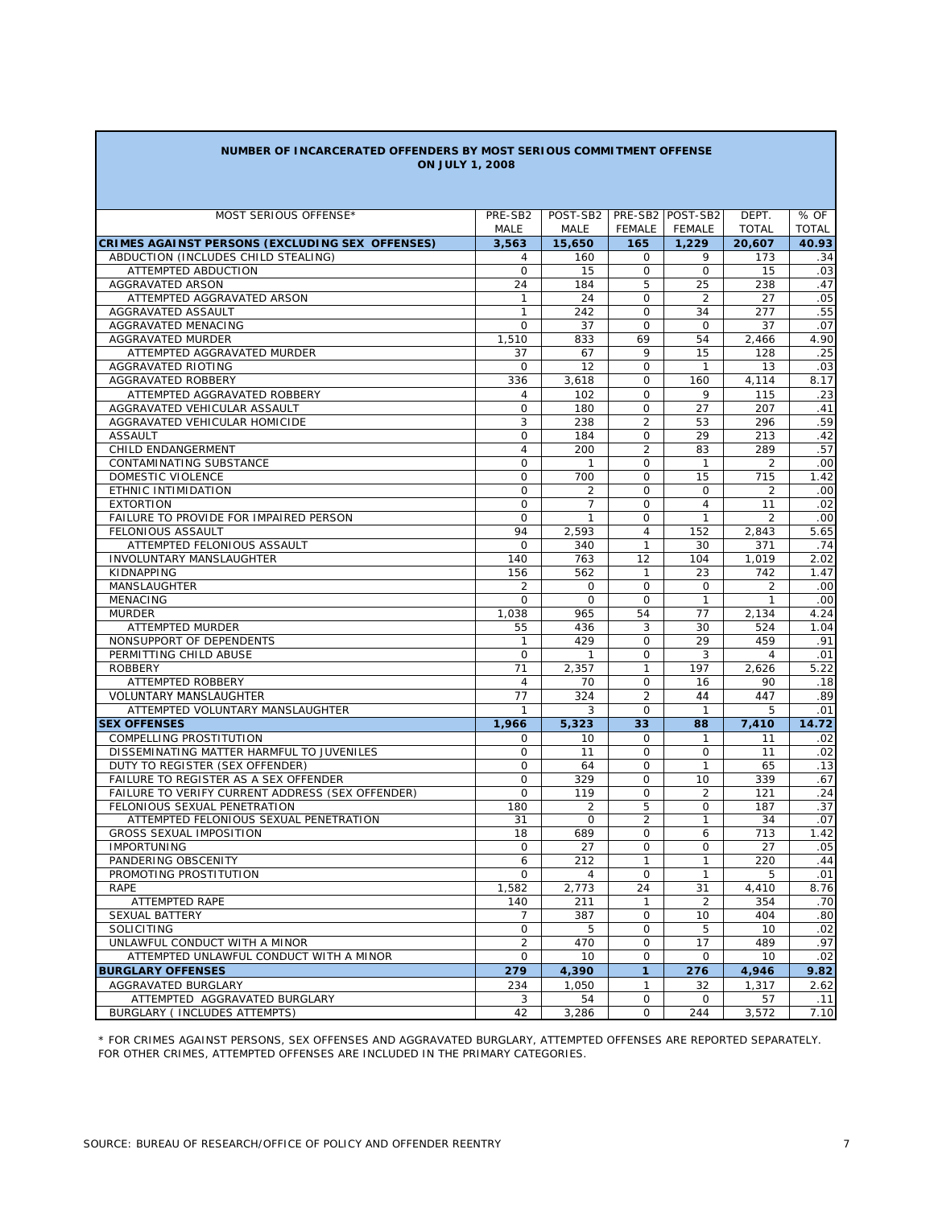**NUMBER OF INCARCERATED OFFENDERS BY MOST SERIOUS COMMITMENT OFFENSE**
**ON JULY 1, 2008**

| MOST SERIOUS OFFENSE* | PRE-SB2 MALE | POST-SB2 MALE | PRE-SB2 FEMALE | POST-SB2 FEMALE | DEPT. TOTAL | % OF TOTAL |
|---|---|---|---|---|---|---|
| **CRIMES AGAINST PERSONS (EXCLUDING SEX OFFENSES)** | **3,563** | **15,650** | **165** | **1,229** | **20,607** | **40.93** |
| ABDUCTION (INCLUDES CHILD STEALING) | 4 | 160 | 0 | 9 | 173 | .34 |
| ATTEMPTED ABDUCTION | 0 | 15 | 0 | 0 | 15 | .03 |
| AGGRAVATED ARSON | 24 | 184 | 5 | 25 | 238 | .47 |
| ATTEMPTED AGGRAVATED ARSON | 1 | 24 | 0 | 2 | 27 | .05 |
| AGGRAVATED ASSAULT | 1 | 242 | 0 | 34 | 277 | .55 |
| AGGRAVATED MENACING | 0 | 37 | 0 | 0 | 37 | .07 |
| AGGRAVATED MURDER | 1,510 | 833 | 69 | 54 | 2,466 | 4.90 |
| ATTEMPTED AGGRAVATED MURDER | 37 | 67 | 9 | 15 | 128 | .25 |
| AGGRAVATED RIOTING | 0 | 12 | 0 | 1 | 13 | .03 |
| AGGRAVATED ROBBERY | 336 | 3,618 | 0 | 160 | 4,114 | 8.17 |
| ATTEMPTED AGGRAVATED ROBBERY | 4 | 102 | 0 | 9 | 115 | .23 |
| AGGRAVATED VEHICULAR ASSAULT | 0 | 180 | 0 | 27 | 207 | .41 |
| AGGRAVATED VEHICULAR HOMICIDE | 3 | 238 | 2 | 53 | 296 | .59 |
| ASSAULT | 0 | 184 | 0 | 29 | 213 | .42 |
| CHILD ENDANGERMENT | 4 | 200 | 2 | 83 | 289 | .57 |
| CONTAMINATING SUBSTANCE | 0 | 1 | 0 | 1 | 2 | .00 |
| DOMESTIC VIOLENCE | 0 | 700 | 0 | 15 | 715 | 1.42 |
| ETHNIC INTIMIDATION | 0 | 2 | 0 | 0 | 2 | .00 |
| EXTORTION | 0 | 7 | 0 | 4 | 11 | .02 |
| FAILURE TO PROVIDE FOR IMPAIRED PERSON | 0 | 1 | 0 | 1 | 2 | .00 |
| FELONIOUS ASSAULT | 94 | 2,593 | 4 | 152 | 2,843 | 5.65 |
| ATTEMPTED FELONIOUS ASSAULT | 0 | 340 | 1 | 30 | 371 | .74 |
| INVOLUNTARY MANSLAUGHTER | 140 | 763 | 12 | 104 | 1,019 | 2.02 |
| KIDNAPPING | 156 | 562 | 1 | 23 | 742 | 1.47 |
| MANSLAUGHTER | 2 | 0 | 0 | 0 | 2 | .00 |
| MENACING | 0 | 0 | 0 | 1 | 1 | .00 |
| MURDER | 1,038 | 965 | 54 | 77 | 2,134 | 4.24 |
| ATTEMPTED MURDER | 55 | 436 | 3 | 30 | 524 | 1.04 |
| NONSUPPORT OF DEPENDENTS | 1 | 429 | 0 | 29 | 459 | .91 |
| PERMITTING CHILD ABUSE | 0 | 1 | 0 | 3 | 4 | .01 |
| ROBBERY | 71 | 2,357 | 1 | 197 | 2,626 | 5.22 |
| ATTEMPTED ROBBERY | 4 | 70 | 0 | 16 | 90 | .18 |
| VOLUNTARY MANSLAUGHTER | 77 | 324 | 2 | 44 | 447 | .89 |
| ATTEMPTED VOLUNTARY MANSLAUGHTER | 1 | 3 | 0 | 1 | 5 | .01 |
| **SEX OFFENSES** | **1,966** | **5,323** | **33** | **88** | **7,410** | **14.72** |
| COMPELLING PROSTITUTION | 0 | 10 | 0 | 1 | 11 | .02 |
| DISSEMINATING MATTER HARMFUL TO JUVENILES | 0 | 11 | 0 | 0 | 11 | .02 |
| DUTY TO REGISTER (SEX OFFENDER) | 0 | 64 | 0 | 1 | 65 | .13 |
| FAILURE TO REGISTER AS A SEX OFFENDER | 0 | 329 | 0 | 10 | 339 | .67 |
| FAILURE TO VERIFY CURRENT ADDRESS (SEX OFFENDER) | 0 | 119 | 0 | 2 | 121 | .24 |
| FELONIOUS SEXUAL PENETRATION | 180 | 2 | 5 | 0 | 187 | .37 |
| ATTEMPTED FELONIOUS SEXUAL PENETRATION | 31 | 0 | 2 | 1 | 34 | .07 |
| GROSS SEXUAL IMPOSITION | 18 | 689 | 0 | 6 | 713 | 1.42 |
| IMPORTUNING | 0 | 27 | 0 | 0 | 27 | .05 |
| PANDERING OBSCENITY | 6 | 212 | 1 | 1 | 220 | .44 |
| PROMOTING PROSTITUTION | 0 | 4 | 0 | 1 | 5 | .01 |
| RAPE | 1,582 | 2,773 | 24 | 31 | 4,410 | 8.76 |
| ATTEMPTED RAPE | 140 | 211 | 1 | 2 | 354 | .70 |
| SEXUAL BATTERY | 7 | 387 | 0 | 10 | 404 | .80 |
| SOLICITING | 0 | 5 | 0 | 5 | 10 | .02 |
| UNLAWFUL CONDUCT WITH A MINOR | 2 | 470 | 0 | 17 | 489 | .97 |
| ATTEMPTED UNLAWFUL CONDUCT WITH A MINOR | 0 | 10 | 0 | 0 | 10 | .02 |
| **BURGLARY OFFENSES** | **279** | **4,390** | **1** | **276** | **4,946** | **9.82** |
| AGGRAVATED BURGLARY | 234 | 1,050 | 1 | 32 | 1,317 | 2.62 |
| ATTEMPTED AGGRAVATED BURGLARY | 3 | 54 | 0 | 0 | 57 | .11 |
| BURGLARY ( INCLUDES ATTEMPTS) | 42 | 3,286 | 0 | 244 | 3,572 | 7.10 |

* FOR CRIMES AGAINST PERSONS, SEX OFFENSES AND AGGRAVATED BURGLARY, ATTEMPTED OFFENSES ARE REPORTED SEPARATELY. FOR OTHER CRIMES, ATTEMPTED OFFENSES ARE INCLUDED IN THE PRIMARY CATEGORIES.

SOURCE: BUREAU OF RESEARCH/OFFICE OF POLICY AND OFFENDER REENTRY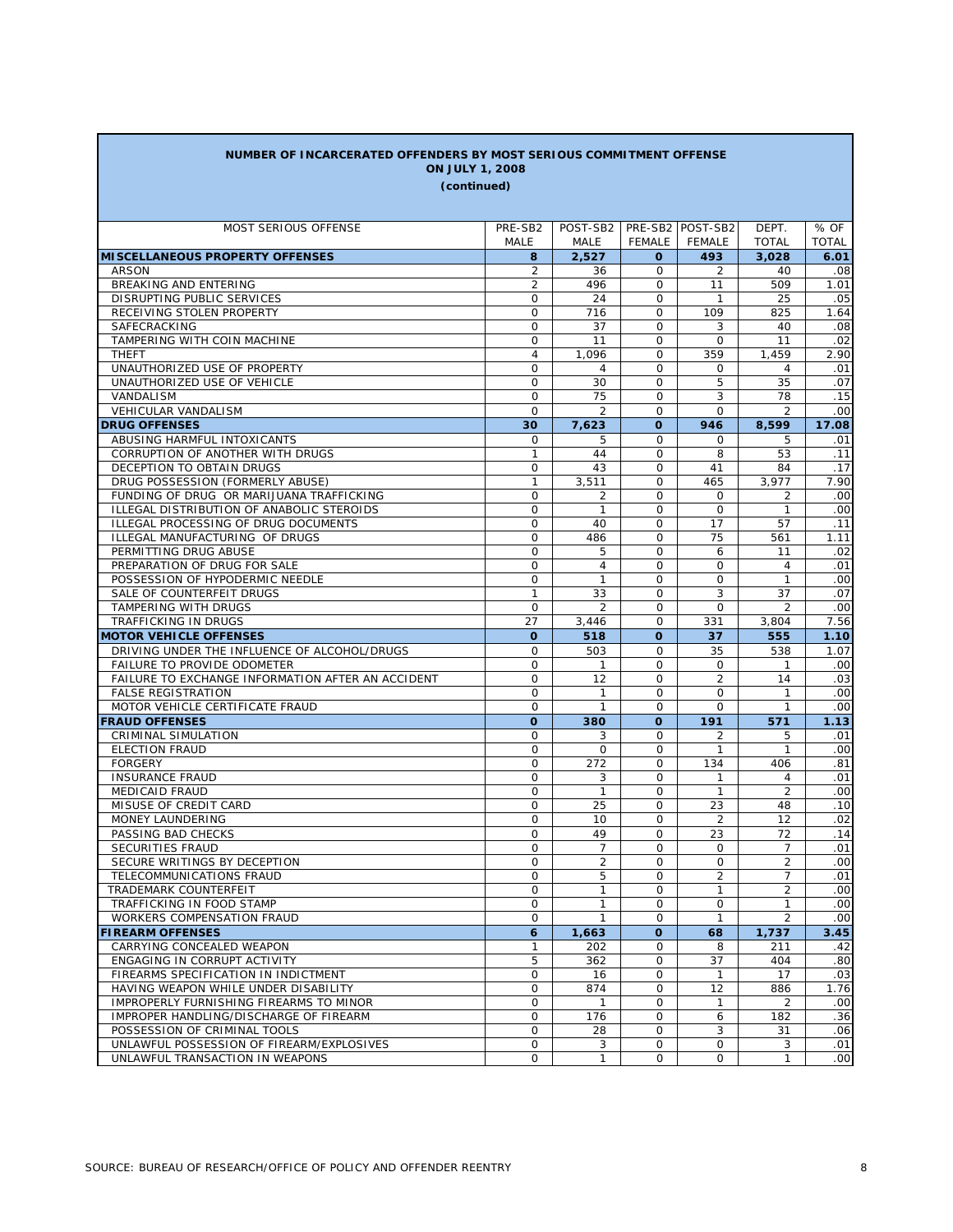**NUMBER OF INCARCERATED OFFENDERS BY MOST SERIOUS COMMITMENT OFFENSE**
**ON JULY 1, 2008**
**(continued)**

| MOST SERIOUS OFFENSE | PRE-SB2 MALE | POST-SB2 MALE | PRE-SB2 FEMALE | POST-SB2 FEMALE | DEPT. TOTAL | % OF TOTAL |
|---|---|---|---|---|---|---|
| **MISCELLANEOUS PROPERTY OFFENSES** | **8** | **2,527** | **0** | **493** | **3,028** | **6.01** |
| ARSON | 2 | 36 | 0 | 2 | 40 | .08 |
| BREAKING AND ENTERING | 2 | 496 | 0 | 11 | 509 | 1.01 |
| DISRUPTING PUBLIC SERVICES | 0 | 24 | 0 | 1 | 25 | .05 |
| RECEIVING STOLEN PROPERTY | 0 | 716 | 0 | 109 | 825 | 1.64 |
| SAFECRACKING | 0 | 37 | 0 | 3 | 40 | .08 |
| TAMPERING WITH COIN MACHINE | 0 | 11 | 0 | 0 | 11 | .02 |
| THEFT | 4 | 1,096 | 0 | 359 | 1,459 | 2.90 |
| UNAUTHORIZED USE OF PROPERTY | 0 | 4 | 0 | 0 | 4 | .01 |
| UNAUTHORIZED USE OF VEHICLE | 0 | 30 | 0 | 5 | 35 | .07 |
| VANDALISM | 0 | 75 | 0 | 3 | 78 | .15 |
| VEHICULAR VANDALISM | 0 | 2 | 0 | 0 | 2 | .00 |
| **DRUG OFFENSES** | **30** | **7,623** | **0** | **946** | **8,599** | **17.08** |
| ABUSING HARMFUL INTOXICANTS | 0 | 5 | 0 | 0 | 5 | .01 |
| CORRUPTION OF ANOTHER WITH DRUGS | 1 | 44 | 0 | 8 | 53 | .11 |
| DECEPTION TO OBTAIN DRUGS | 0 | 43 | 0 | 41 | 84 | .17 |
| DRUG POSSESSION (FORMERLY ABUSE) | 1 | 3,511 | 0 | 465 | 3,977 | 7.90 |
| FUNDING OF DRUG OR MARIJUANA TRAFFICKING | 0 | 2 | 0 | 0 | 2 | .00 |
| ILLEGAL DISTRIBUTION OF ANABOLIC STEROIDS | 0 | 1 | 0 | 0 | 1 | .00 |
| ILLEGAL PROCESSING OF DRUG DOCUMENTS | 0 | 40 | 0 | 17 | 57 | .11 |
| ILLEGAL MANUFACTURING OF DRUGS | 0 | 486 | 0 | 75 | 561 | 1.11 |
| PERMITTING DRUG ABUSE | 0 | 5 | 0 | 6 | 11 | .02 |
| PREPARATION OF DRUG FOR SALE | 0 | 4 | 0 | 0 | 4 | .01 |
| POSSESSION OF HYPODERMIC NEEDLE | 0 | 1 | 0 | 0 | 1 | .00 |
| SALE OF COUNTERFEIT DRUGS | 1 | 33 | 0 | 3 | 37 | .07 |
| TAMPERING WITH DRUGS | 0 | 2 | 0 | 0 | 2 | .00 |
| TRAFFICKING IN DRUGS | 27 | 3,446 | 0 | 331 | 3,804 | 7.56 |
| **MOTOR VEHICLE OFFENSES** | **0** | **518** | **0** | **37** | **555** | **1.10** |
| DRIVING UNDER THE INFLUENCE OF ALCOHOL/DRUGS | 0 | 503 | 0 | 35 | 538 | 1.07 |
| FAILURE TO PROVIDE ODOMETER | 0 | 1 | 0 | 0 | 1 | .00 |
| FAILURE TO EXCHANGE INFORMATION AFTER AN ACCIDENT | 0 | 12 | 0 | 2 | 14 | .03 |
| FALSE REGISTRATION | 0 | 1 | 0 | 0 | 1 | .00 |
| MOTOR VEHICLE CERTIFICATE FRAUD | 0 | 1 | 0 | 0 | 1 | .00 |
| **FRAUD OFFENSES** | **0** | **380** | **0** | **191** | **571** | **1.13** |
| CRIMINAL SIMULATION | 0 | 3 | 0 | 2 | 5 | .01 |
| ELECTION FRAUD | 0 | 0 | 0 | 1 | 1 | .00 |
| FORGERY | 0 | 272 | 0 | 134 | 406 | .81 |
| INSURANCE FRAUD | 0 | 3 | 0 | 1 | 4 | .01 |
| MEDICAID FRAUD | 0 | 1 | 0 | 1 | 2 | .00 |
| MISUSE OF CREDIT CARD | 0 | 25 | 0 | 23 | 48 | .10 |
| MONEY LAUNDERING | 0 | 10 | 0 | 2 | 12 | .02 |
| PASSING BAD CHECKS | 0 | 49 | 0 | 23 | 72 | .14 |
| SECURITIES FRAUD | 0 | 7 | 0 | 0 | 7 | .01 |
| SECURE WRITINGS BY DECEPTION | 0 | 2 | 0 | 0 | 2 | .00 |
| TELECOMMUNICATIONS FRAUD | 0 | 5 | 0 | 2 | 7 | .01 |
| TRADEMARK COUNTERFEIT | 0 | 1 | 0 | 1 | 2 | .00 |
| TRAFFICKING IN FOOD STAMP | 0 | 1 | 0 | 0 | 1 | .00 |
| WORKERS COMPENSATION FRAUD | 0 | 1 | 0 | 1 | 2 | .00 |
| **FIREARM OFFENSES** | **6** | **1,663** | **0** | **68** | **1,737** | **3.45** |
| CARRYING CONCEALED WEAPON | 1 | 202 | 0 | 8 | 211 | .42 |
| ENGAGING IN CORRUPT ACTIVITY | 5 | 362 | 0 | 37 | 404 | .80 |
| FIREARMS SPECIFICATION IN INDICTMENT | 0 | 16 | 0 | 1 | 17 | .03 |
| HAVING WEAPON WHILE UNDER DISABILITY | 0 | 874 | 0 | 12 | 886 | 1.76 |
| IMPROPERLY FURNISHING FIREARMS TO MINOR | 0 | 1 | 0 | 1 | 2 | .00 |
| IMPROPER HANDLING/DISCHARGE OF FIREARM | 0 | 176 | 0 | 6 | 182 | .36 |
| POSSESSION OF CRIMINAL TOOLS | 0 | 28 | 0 | 3 | 31 | .06 |
| UNLAWFUL POSSESSION OF FIREARM/EXPLOSIVES | 0 | 3 | 0 | 0 | 3 | .01 |
| UNLAWFUL TRANSACTION IN WEAPONS | 0 | 1 | 0 | 0 | 1 | .00 |

SOURCE: BUREAU OF RESEARCH/OFFICE OF POLICY AND OFFENDER REENTRY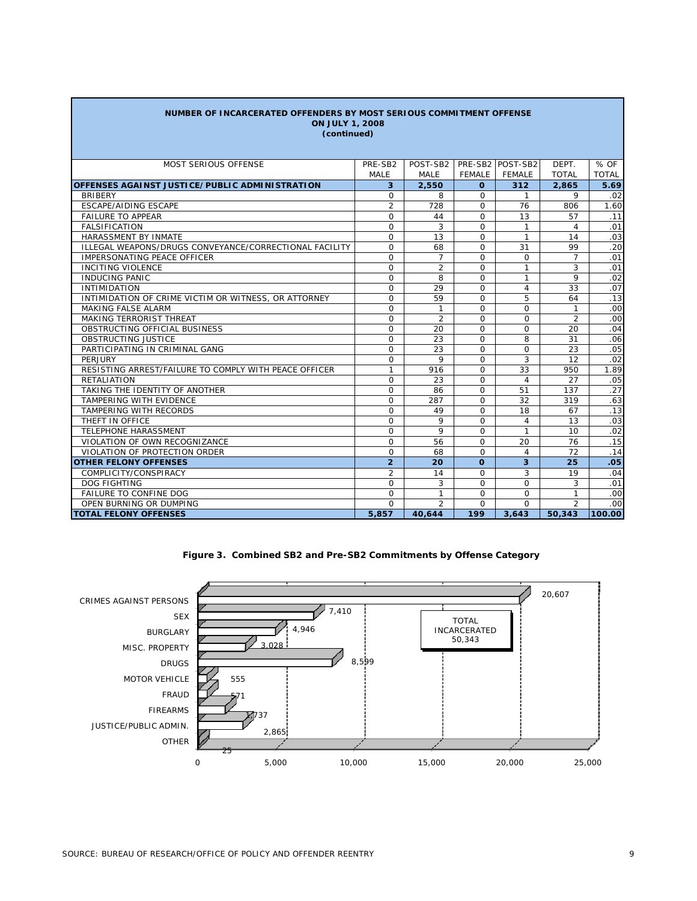**NUMBER OF INCARCERATED OFFENDERS BY MOST SERIOUS COMMITMENT OFFENSE ON JULY 1, 2008 (continued)**

| MOST SERIOUS OFFENSE | PRE-SB2 MALE | POST-SB2 MALE | PRE-SB2 FEMALE | POST-SB2 FEMALE | DEPT. TOTAL | % OF TOTAL |
|---|---|---|---|---|---|---|
| **OFFENSES AGAINST JUSTICE/PUBLIC ADMINISTRATION** | **3** | **2,550** | **0** | **312** | **2,865** | **5.69** |
| BRIBERY | 0 | 8 | 0 | 1 | 9 | .02 |
| ESCAPE/AIDING ESCAPE | 2 | 728 | 0 | 76 | 806 | 1.60 |
| FAILURE TO APPEAR | 0 | 44 | 0 | 13 | 57 | .11 |
| FALSIFICATION | 0 | 3 | 0 | 1 | 4 | .01 |
| HARASSMENT BY INMATE | 0 | 13 | 0 | 1 | 14 | .03 |
| ILLEGAL WEAPONS/DRUGS CONVEYANCE/CORRECTIONAL FACILITY | 0 | 68 | 0 | 31 | 99 | .20 |
| IMPERSONATING PEACE OFFICER | 0 | 7 | 0 | 0 | 7 | .01 |
| INCITING VIOLENCE | 0 | 2 | 0 | 1 | 3 | .01 |
| INDUCING PANIC | 0 | 8 | 0 | 1 | 9 | .02 |
| INTIMIDATION | 0 | 29 | 0 | 4 | 33 | .07 |
| INTIMIDATION OF CRIME VICTIM OR WITNESS, OR ATTORNEY | 0 | 59 | 0 | 5 | 64 | .13 |
| MAKING FALSE ALARM | 0 | 1 | 0 | 0 | 1 | .00 |
| MAKING TERRORIST THREAT | 0 | 2 | 0 | 0 | 2 | .00 |
| OBSTRUCTING OFFICIAL BUSINESS | 0 | 20 | 0 | 0 | 20 | .04 |
| OBSTRUCTING JUSTICE | 0 | 23 | 0 | 8 | 31 | .06 |
| PARTICIPATING IN CRIMINAL GANG | 0 | 23 | 0 | 0 | 23 | .05 |
| PERJURY | 0 | 9 | 0 | 3 | 12 | .02 |
| RESISTING ARREST/FAILURE TO COMPLY WITH PEACE OFFICER | 1 | 916 | 0 | 33 | 950 | 1.89 |
| RETALIATION | 0 | 23 | 0 | 4 | 27 | .05 |
| TAKING THE IDENTITY OF ANOTHER | 0 | 86 | 0 | 51 | 137 | .27 |
| TAMPERING WITH EVIDENCE | 0 | 287 | 0 | 32 | 319 | .63 |
| TAMPERING WITH RECORDS | 0 | 49 | 0 | 18 | 67 | .13 |
| THEFT IN OFFICE | 0 | 9 | 0 | 4 | 13 | .03 |
| TELEPHONE HARASSMENT | 0 | 9 | 0 | 1 | 10 | .02 |
| VIOLATION OF OWN RECOGNIZANCE | 0 | 56 | 0 | 20 | 76 | .15 |
| VIOLATION OF PROTECTION ORDER | 0 | 68 | 0 | 4 | 72 | .14 |
| **OTHER FELONY OFFENSES** | **2** | **20** | **0** | **3** | **25** | **.05** |
| COMPLICITY/CONSPIRACY | 2 | 14 | 0 | 3 | 19 | .04 |
| DOG FIGHTING | 0 | 3 | 0 | 0 | 3 | .01 |
| FAILURE TO CONFINE DOG | 0 | 1 | 0 | 0 | 1 | .00 |
| OPEN BURNING OR DUMPING | 0 | 2 | 0 | 0 | 2 | .00 |
| **TOTAL FELONY OFFENSES** | **5,857** | **40,644** | **199** | **3,643** | **50,343** | **100.00** |

**Figure 3. Combined SB2 and Pre-SB2 Commitments by Offense Category**

CRIMES AGAINST PERSONS 20,607
SEX 7,410
BURGLARY 4,946
MISC. PROPERTY 3,028
DRUGS 8,599
MOTOR VEHICLE 555
FRAUD 571
FIREARMS 1,737
JUSTICE/PUBLIC ADMIN. 2,865
OTHER 25

TOTAL INCARCERATED 50,343

0 5,000 10,000 15,000 20,000 25,000

SOURCE: BUREAU OF RESEARCH/OFFICE OF POLICY AND OFFENDER REENTRY